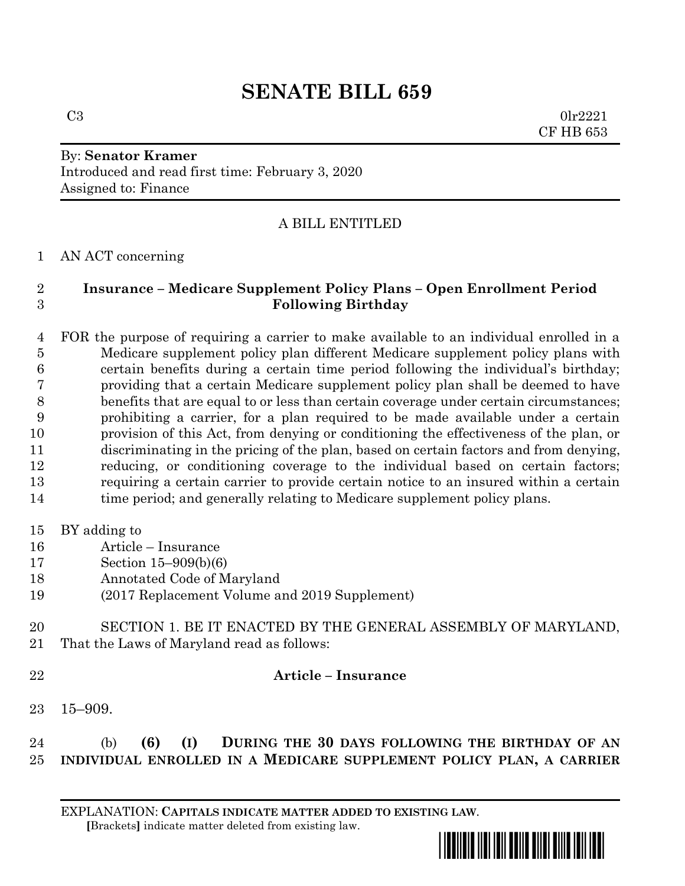# SENATE BILL 659

C3 0lr2221
CF HB 653

By: **Senator Kramer**
Introduced and read first time: February 3, 2020
Assigned to: Finance

A BILL ENTITLED

1 AN ACT concerning

2 **Insurance – Medicare Supplement Policy Plans – Open Enrollment Period**
3 **Following Birthday**

4 FOR the purpose of requiring a carrier to make available to an individual enrolled in a
5 Medicare supplement policy plan different Medicare supplement policy plans with
6 certain benefits during a certain time period following the individual's birthday;
7 providing that a certain Medicare supplement policy plan shall be deemed to have
8 benefits that are equal to or less than certain coverage under certain circumstances;
9 prohibiting a carrier, for a plan required to be made available under a certain
10 provision of this Act, from denying or conditioning the effectiveness of the plan, or
11 discriminating in the pricing of the plan, based on certain factors and from denying,
12 reducing, or conditioning coverage to the individual based on certain factors;
13 requiring a certain carrier to provide certain notice to an insured within a certain
14 time period; and generally relating to Medicare supplement policy plans.

15 BY adding to
16 Article – Insurance
17 Section 15–909(b)(6)
18 Annotated Code of Maryland
19 (2017 Replacement Volume and 2019 Supplement)

20 SECTION 1. BE IT ENACTED BY THE GENERAL ASSEMBLY OF MARYLAND,
21 That the Laws of Maryland read as follows:

22 **Article – Insurance**

23 15–909.

24 (b) **(6) (I) DURING THE 30 DAYS FOLLOWING THE BIRTHDAY OF AN**
25 **INDIVIDUAL ENROLLED IN A MEDICARE SUPPLEMENT POLICY PLAN, A CARRIER**

EXPLANATION: **CAPITALS INDICATE MATTER ADDED TO EXISTING LAW**.
**[**Brackets**]** indicate matter deleted from existing law.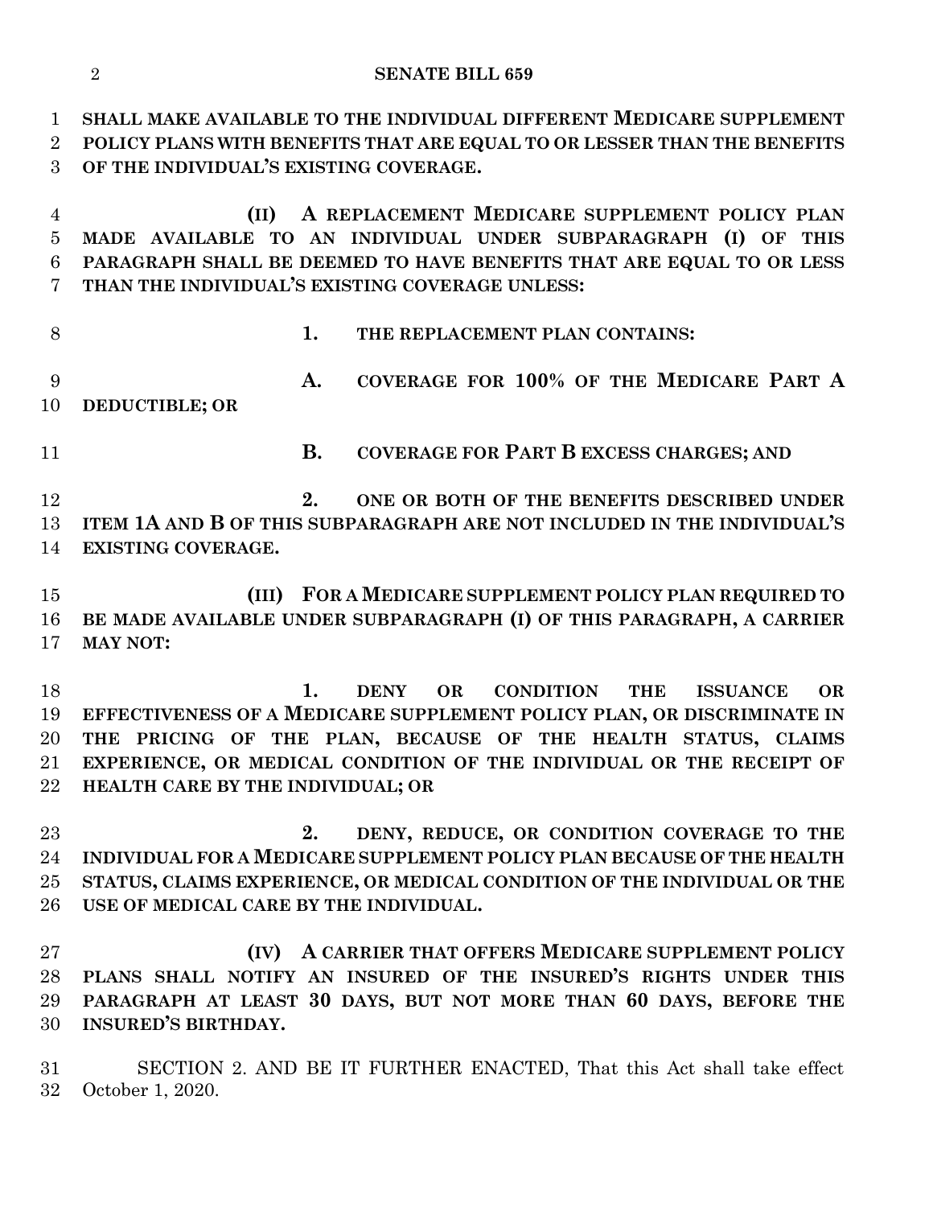**SHALL MAKE AVAILABLE TO THE INDIVIDUAL DIFFERENT MEDICARE SUPPLEMENT POLICY PLANS WITH BENEFITS THAT ARE EQUAL TO OR LESSER THAN THE BENEFITS OF THE INDIVIDUAL'S EXISTING COVERAGE.**

**(II) A REPLACEMENT MEDICARE SUPPLEMENT POLICY PLAN MADE AVAILABLE TO AN INDIVIDUAL UNDER SUBPARAGRAPH (I) OF THIS PARAGRAPH SHALL BE DEEMED TO HAVE BENEFITS THAT ARE EQUAL TO OR LESS THAN THE INDIVIDUAL'S EXISTING COVERAGE UNLESS:**

**1. THE REPLACEMENT PLAN CONTAINS:**

**A. COVERAGE FOR 100% OF THE MEDICARE PART A DEDUCTIBLE; OR**

**B. COVERAGE FOR PART B EXCESS CHARGES; AND**

**2. ONE OR BOTH OF THE BENEFITS DESCRIBED UNDER ITEM 1A AND B OF THIS SUBPARAGRAPH ARE NOT INCLUDED IN THE INDIVIDUAL'S EXISTING COVERAGE.**

**(III) FOR A MEDICARE SUPPLEMENT POLICY PLAN REQUIRED TO BE MADE AVAILABLE UNDER SUBPARAGRAPH (I) OF THIS PARAGRAPH, A CARRIER MAY NOT:**

**1. DENY OR CONDITION THE ISSUANCE OR EFFECTIVENESS OF A MEDICARE SUPPLEMENT POLICY PLAN, OR DISCRIMINATE IN THE PRICING OF THE PLAN, BECAUSE OF THE HEALTH STATUS, CLAIMS EXPERIENCE, OR MEDICAL CONDITION OF THE INDIVIDUAL OR THE RECEIPT OF HEALTH CARE BY THE INDIVIDUAL; OR**

**2. DENY, REDUCE, OR CONDITION COVERAGE TO THE INDIVIDUAL FOR A MEDICARE SUPPLEMENT POLICY PLAN BECAUSE OF THE HEALTH STATUS, CLAIMS EXPERIENCE, OR MEDICAL CONDITION OF THE INDIVIDUAL OR THE USE OF MEDICAL CARE BY THE INDIVIDUAL.**

**(IV) A CARRIER THAT OFFERS MEDICARE SUPPLEMENT POLICY PLANS SHALL NOTIFY AN INSURED OF THE INSURED'S RIGHTS UNDER THIS PARAGRAPH AT LEAST 30 DAYS, BUT NOT MORE THAN 60 DAYS, BEFORE THE INSURED'S BIRTHDAY.**

SECTION 2. AND BE IT FURTHER ENACTED, That this Act shall take effect October 1, 2020.